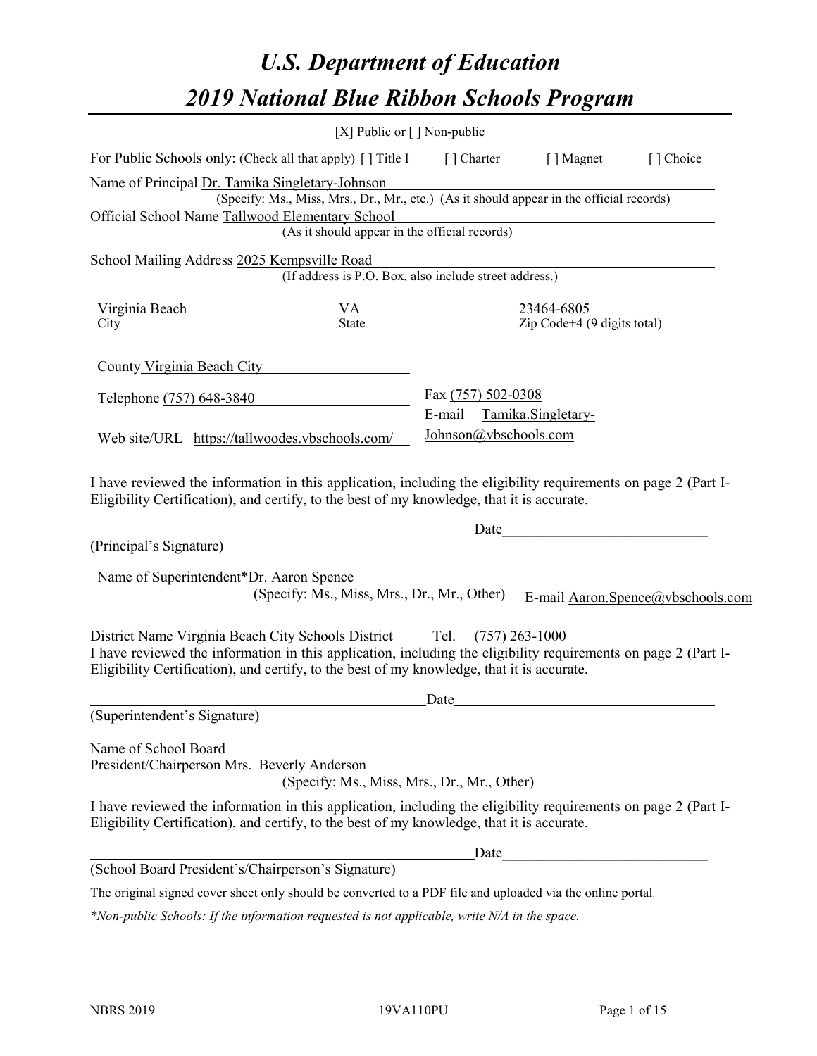# U.S. Department of Education

# 2019 National Blue Ribbon Schools Program

[X] Public or [ ] Non-public

For Public Schools only: (Check all that apply) [ ] Title I [ ] Charter [ ] Magnet [ ] Choice

Name of Principal Dr. Tamika Singletary-Johnson
(Specify: Ms., Miss, Mrs., Dr., Mr., etc.) (As it should appear in the official records)

Official School Name Tallwood Elementary School
(As it should appear in the official records)

School Mailing Address 2025 Kempsville Road
(If address is P.O. Box, also include street address.)

| Virginia Beach | VA | 23464-6805 |
|---|---|---|
| City | State | Zip Code+4 (9 digits total) |

County Virginia Beach City

Telephone (757) 648-3840

Fax (757) 502-0308

Web site/URL https://tallwoodes.vbschools.com/

E-mail Tamika.Singletary-Johnson@vbschools.com

I have reviewed the information in this application, including the eligibility requirements on page 2 (Part I-Eligibility Certification), and certify, to the best of my knowledge, that it is accurate.

_____________________________________________ Date_________________________

(Principal's Signature)

Name of Superintendent*Dr. Aaron Spence
(Specify: Ms., Miss, Mrs., Dr., Mr., Other) E-mail Aaron.Spence@vbschools.com

District Name Virginia Beach City Schools District Tel. (757) 263-1000

I have reviewed the information in this application, including the eligibility requirements on page 2 (Part I-Eligibility Certification), and certify, to the best of my knowledge, that it is accurate.

_____________________________________________ Date_________________________

(Superintendent's Signature)

Name of School Board
President/Chairperson Mrs. Beverly Anderson
(Specify: Ms., Miss, Mrs., Dr., Mr., Other)

I have reviewed the information in this application, including the eligibility requirements on page 2 (Part I-Eligibility Certification), and certify, to the best of my knowledge, that it is accurate.

_____________________________________________ Date_________________________

(School Board President's/Chairperson's Signature)

The original signed cover sheet only should be converted to a PDF file and uploaded via the online portal.

*\*Non-public Schools: If the information requested is not applicable, write N/A in the space.*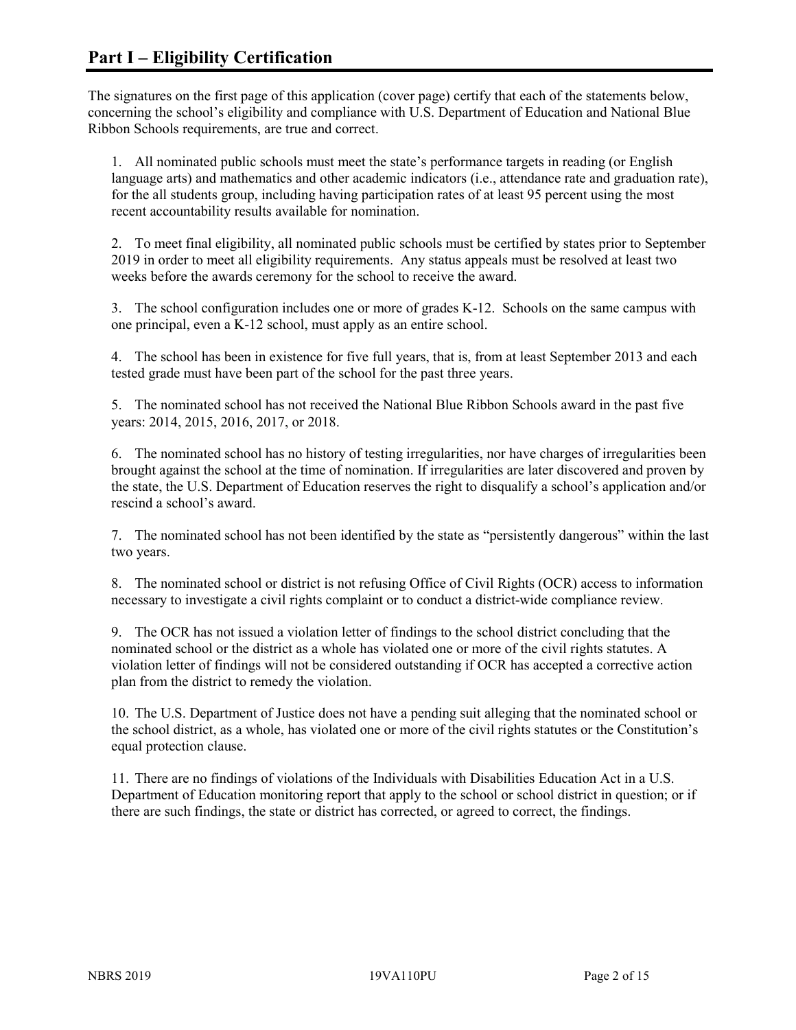# Part I – Eligibility Certification

The signatures on the first page of this application (cover page) certify that each of the statements below, concerning the school's eligibility and compliance with U.S. Department of Education and National Blue Ribbon Schools requirements, are true and correct.

1. All nominated public schools must meet the state's performance targets in reading (or English language arts) and mathematics and other academic indicators (i.e., attendance rate and graduation rate), for the all students group, including having participation rates of at least 95 percent using the most recent accountability results available for nomination.

2. To meet final eligibility, all nominated public schools must be certified by states prior to September 2019 in order to meet all eligibility requirements. Any status appeals must be resolved at least two weeks before the awards ceremony for the school to receive the award.

3. The school configuration includes one or more of grades K-12. Schools on the same campus with one principal, even a K-12 school, must apply as an entire school.

4. The school has been in existence for five full years, that is, from at least September 2013 and each tested grade must have been part of the school for the past three years.

5. The nominated school has not received the National Blue Ribbon Schools award in the past five years: 2014, 2015, 2016, 2017, or 2018.

6. The nominated school has no history of testing irregularities, nor have charges of irregularities been brought against the school at the time of nomination. If irregularities are later discovered and proven by the state, the U.S. Department of Education reserves the right to disqualify a school's application and/or rescind a school's award.

7. The nominated school has not been identified by the state as "persistently dangerous" within the last two years.

8. The nominated school or district is not refusing Office of Civil Rights (OCR) access to information necessary to investigate a civil rights complaint or to conduct a district-wide compliance review.

9. The OCR has not issued a violation letter of findings to the school district concluding that the nominated school or the district as a whole has violated one or more of the civil rights statutes. A violation letter of findings will not be considered outstanding if OCR has accepted a corrective action plan from the district to remedy the violation.

10. The U.S. Department of Justice does not have a pending suit alleging that the nominated school or the school district, as a whole, has violated one or more of the civil rights statutes or the Constitution's equal protection clause.

11. There are no findings of violations of the Individuals with Disabilities Education Act in a U.S. Department of Education monitoring report that apply to the school or school district in question; or if there are such findings, the state or district has corrected, or agreed to correct, the findings.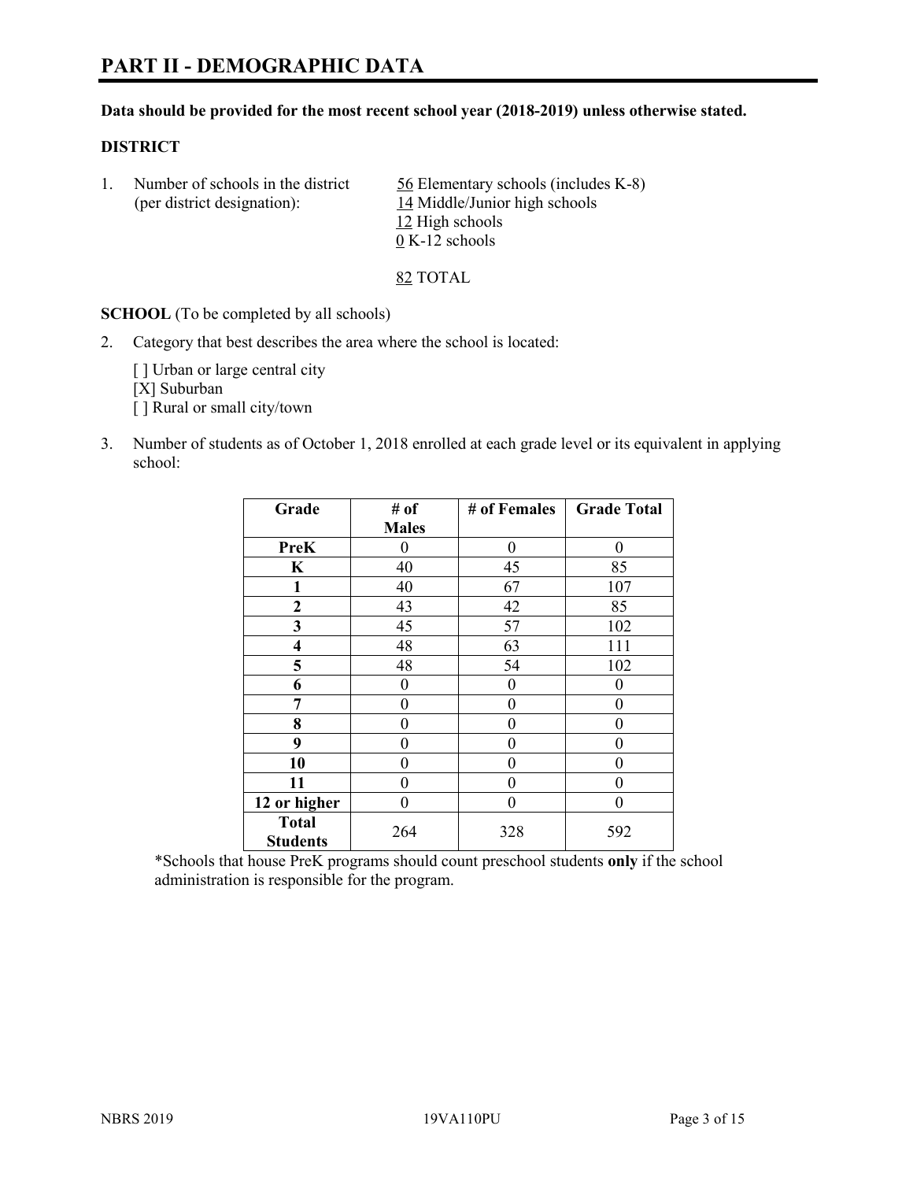# PART II - DEMOGRAPHIC DATA

**Data should be provided for the most recent school year (2018-2019) unless otherwise stated.**

**DISTRICT**

1. Number of schools in the district (per district designation):
   - 56 Elementary schools (includes K-8)
   - 14 Middle/Junior high schools
   - 12 High schools
   - 0 K-12 schools

   82 TOTAL

**SCHOOL** (To be completed by all schools)

2. Category that best describes the area where the school is located:

   [ ] Urban or large central city
   [X] Suburban
   [ ] Rural or small city/town

3. Number of students as of October 1, 2018 enrolled at each grade level or its equivalent in applying school:

| Grade | # of Males | # of Females | Grade Total |
|---|---|---|---|
| **PreK** | 0 | 0 | 0 |
| **K** | 40 | 45 | 85 |
| **1** | 40 | 67 | 107 |
| **2** | 43 | 42 | 85 |
| **3** | 45 | 57 | 102 |
| **4** | 48 | 63 | 111 |
| **5** | 48 | 54 | 102 |
| **6** | 0 | 0 | 0 |
| **7** | 0 | 0 | 0 |
| **8** | 0 | 0 | 0 |
| **9** | 0 | 0 | 0 |
| **10** | 0 | 0 | 0 |
| **11** | 0 | 0 | 0 |
| **12 or higher** | 0 | 0 | 0 |
| **Total Students** | 264 | 328 | 592 |

*Schools that house PreK programs should count preschool students **only** if the school administration is responsible for the program.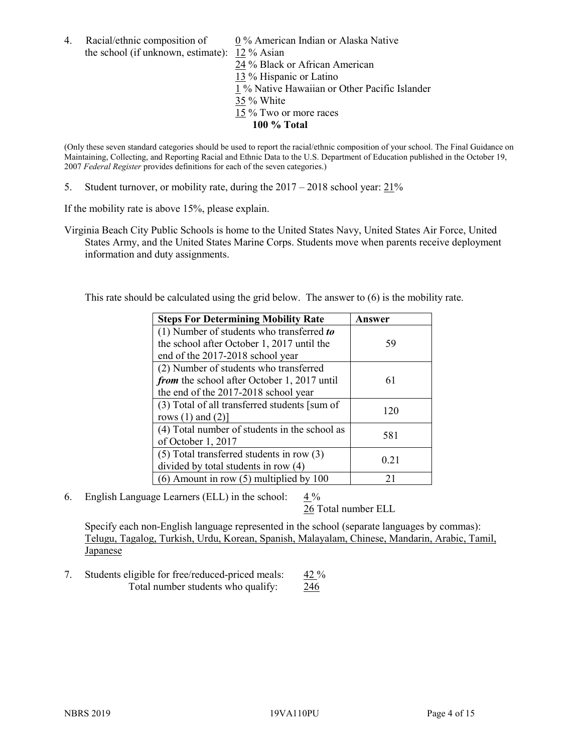4. Racial/ethnic composition of the school (if unknown, estimate):
   0 % American Indian or Alaska Native
   12 % Asian
   24 % Black or African American
   13 % Hispanic or Latino
   1 % Native Hawaiian or Other Pacific Islander
   35 % White
   15 % Two or more races
   **100 % Total**

(Only these seven standard categories should be used to report the racial/ethnic composition of your school. The Final Guidance on Maintaining, Collecting, and Reporting Racial and Ethnic Data to the U.S. Department of Education published in the October 19, 2007 *Federal Register* provides definitions for each of the seven categories.)

5. Student turnover, or mobility rate, during the 2017 – 2018 school year: 21%

If the mobility rate is above 15%, please explain.

Virginia Beach City Public Schools is home to the United States Navy, United States Air Force, United States Army, and the United States Marine Corps. Students move when parents receive deployment information and duty assignments.

This rate should be calculated using the grid below. The answer to (6) is the mobility rate.

| **Steps For Determining Mobility Rate** | **Answer** |
|---|---|
| (1) Number of students who transferred ***to*** the school after October 1, 2017 until the end of the 2017-2018 school year | 59 |
| (2) Number of students who transferred ***from*** the school after October 1, 2017 until the end of the 2017-2018 school year | 61 |
| (3) Total of all transferred students [sum of rows (1) and (2)] | 120 |
| (4) Total number of students in the school as of October 1, 2017 | 581 |
| (5) Total transferred students in row (3) divided by total students in row (4) | 0.21 |
| (6) Amount in row (5) multiplied by 100 | 21 |

6. English Language Learners (ELL) in the school: 4 %
   26 Total number ELL

   Specify each non-English language represented in the school (separate languages by commas): Telugu, Tagalog, Turkish, Urdu, Korean, Spanish, Malayalam, Chinese, Mandarin, Arabic, Tamil, Japanese

7. Students eligible for free/reduced-priced meals: 42 %
   Total number students who qualify: 246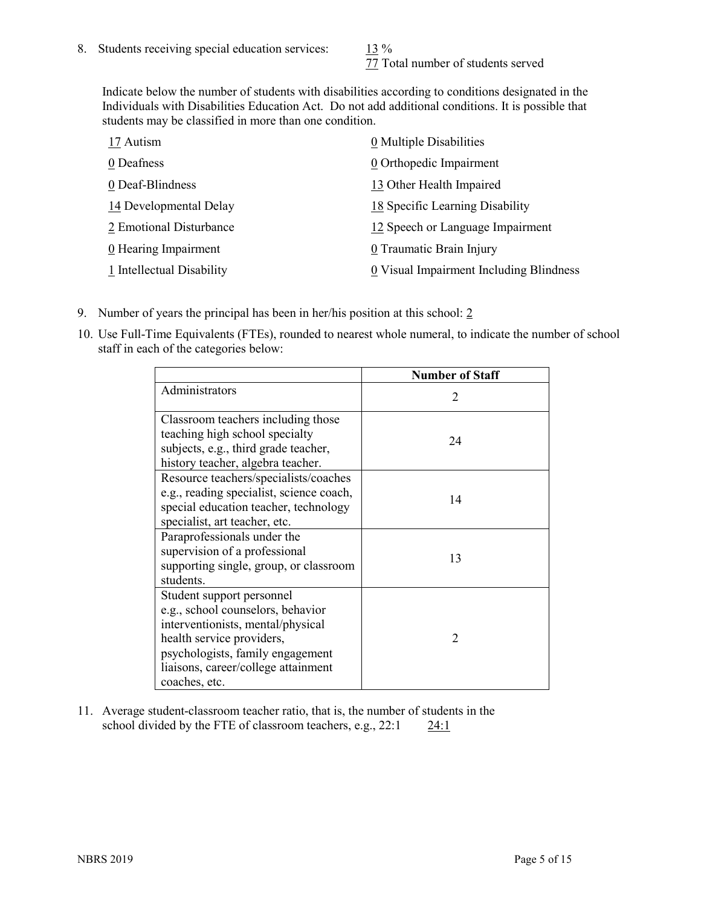8. Students receiving special education services: 13 %
   77 Total number of students served

Indicate below the number of students with disabilities according to conditions designated in the Individuals with Disabilities Education Act. Do not add additional conditions. It is possible that students may be classified in more than one condition.

17 Autism
0 Deafness
0 Deaf-Blindness
14 Developmental Delay
2 Emotional Disturbance
0 Hearing Impairment
1 Intellectual Disability
0 Multiple Disabilities
0 Orthopedic Impairment
13 Other Health Impaired
18 Specific Learning Disability
12 Speech or Language Impairment
0 Traumatic Brain Injury
0 Visual Impairment Including Blindness

9. Number of years the principal has been in her/his position at this school: 2

10. Use Full-Time Equivalents (FTEs), rounded to nearest whole numeral, to indicate the number of school staff in each of the categories below:

| | Number of Staff |
|---|---|
| Administrators | 2 |
| Classroom teachers including those teaching high school specialty subjects, e.g., third grade teacher, history teacher, algebra teacher. | 24 |
| Resource teachers/specialists/coaches e.g., reading specialist, science coach, special education teacher, technology specialist, art teacher, etc. | 14 |
| Paraprofessionals under the supervision of a professional supporting single, group, or classroom students. | 13 |
| Student support personnel e.g., school counselors, behavior interventionists, mental/physical health service providers, psychologists, family engagement liaisons, career/college attainment coaches, etc. | 2 |

11. Average student-classroom teacher ratio, that is, the number of students in the school divided by the FTE of classroom teachers, e.g., 22:1   24:1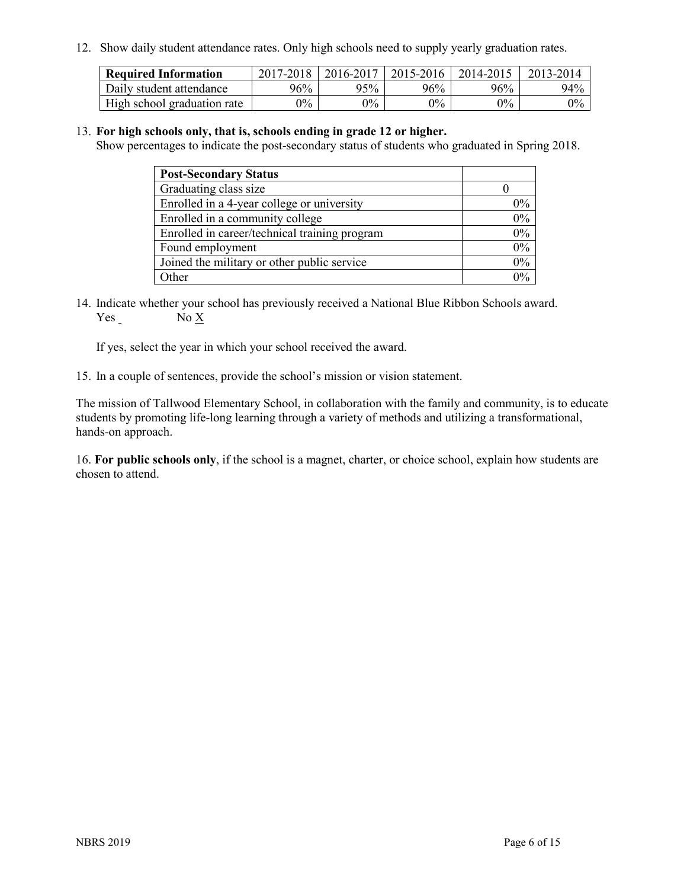12. Show daily student attendance rates. Only high schools need to supply yearly graduation rates.

| Required Information | 2017-2018 | 2016-2017 | 2015-2016 | 2014-2015 | 2013-2014 |
|---|---|---|---|---|---|
| Daily student attendance | 96% | 95% | 96% | 96% | 94% |
| High school graduation rate | 0% | 0% | 0% | 0% | 0% |

13. **For high schools only, that is, schools ending in grade 12 or higher.**
Show percentages to indicate the post-secondary status of students who graduated in Spring 2018.

| Post-Secondary Status | |
|---|---|
| Graduating class size | 0 |
| Enrolled in a 4-year college or university | 0% |
| Enrolled in a community college | 0% |
| Enrolled in career/technical training program | 0% |
| Found employment | 0% |
| Joined the military or other public service | 0% |
| Other | 0% |

14. Indicate whether your school has previously received a National Blue Ribbon Schools award.
Yes _ No X

If yes, select the year in which your school received the award.

15. In a couple of sentences, provide the school's mission or vision statement.

The mission of Tallwood Elementary School, in collaboration with the family and community, is to educate students by promoting life-long learning through a variety of methods and utilizing a transformational, hands-on approach.

16. **For public schools only**, if the school is a magnet, charter, or choice school, explain how students are chosen to attend.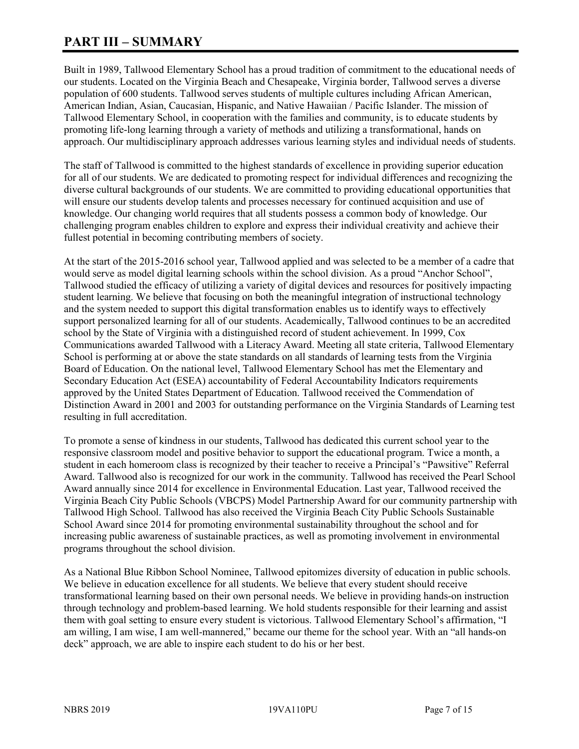# PART III – SUMMARY

Built in 1989, Tallwood Elementary School has a proud tradition of commitment to the educational needs of our students. Located on the Virginia Beach and Chesapeake, Virginia border, Tallwood serves a diverse population of 600 students. Tallwood serves students of multiple cultures including African American, American Indian, Asian, Caucasian, Hispanic, and Native Hawaiian / Pacific Islander. The mission of Tallwood Elementary School, in cooperation with the families and community, is to educate students by promoting life-long learning through a variety of methods and utilizing a transformational, hands on approach. Our multidisciplinary approach addresses various learning styles and individual needs of students.

The staff of Tallwood is committed to the highest standards of excellence in providing superior education for all of our students. We are dedicated to promoting respect for individual differences and recognizing the diverse cultural backgrounds of our students. We are committed to providing educational opportunities that will ensure our students develop talents and processes necessary for continued acquisition and use of knowledge. Our changing world requires that all students possess a common body of knowledge. Our challenging program enables children to explore and express their individual creativity and achieve their fullest potential in becoming contributing members of society.

At the start of the 2015-2016 school year, Tallwood applied and was selected to be a member of a cadre that would serve as model digital learning schools within the school division. As a proud "Anchor School", Tallwood studied the efficacy of utilizing a variety of digital devices and resources for positively impacting student learning. We believe that focusing on both the meaningful integration of instructional technology and the system needed to support this digital transformation enables us to identify ways to effectively support personalized learning for all of our students. Academically, Tallwood continues to be an accredited school by the State of Virginia with a distinguished record of student achievement. In 1999, Cox Communications awarded Tallwood with a Literacy Award. Meeting all state criteria, Tallwood Elementary School is performing at or above the state standards on all standards of learning tests from the Virginia Board of Education. On the national level, Tallwood Elementary School has met the Elementary and Secondary Education Act (ESEA) accountability of Federal Accountability Indicators requirements approved by the United States Department of Education. Tallwood received the Commendation of Distinction Award in 2001 and 2003 for outstanding performance on the Virginia Standards of Learning test resulting in full accreditation.

To promote a sense of kindness in our students, Tallwood has dedicated this current school year to the responsive classroom model and positive behavior to support the educational program. Twice a month, a student in each homeroom class is recognized by their teacher to receive a Principal's "Pawsitive" Referral Award. Tallwood also is recognized for our work in the community. Tallwood has received the Pearl School Award annually since 2014 for excellence in Environmental Education. Last year, Tallwood received the Virginia Beach City Public Schools (VBCPS) Model Partnership Award for our community partnership with Tallwood High School. Tallwood has also received the Virginia Beach City Public Schools Sustainable School Award since 2014 for promoting environmental sustainability throughout the school and for increasing public awareness of sustainable practices, as well as promoting involvement in environmental programs throughout the school division.

As a National Blue Ribbon School Nominee, Tallwood epitomizes diversity of education in public schools. We believe in education excellence for all students. We believe that every student should receive transformational learning based on their own personal needs. We believe in providing hands-on instruction through technology and problem-based learning. We hold students responsible for their learning and assist them with goal setting to ensure every student is victorious. Tallwood Elementary School's affirmation, "I am willing, I am wise, I am well-mannered," became our theme for the school year. With an "all hands-on deck" approach, we are able to inspire each student to do his or her best.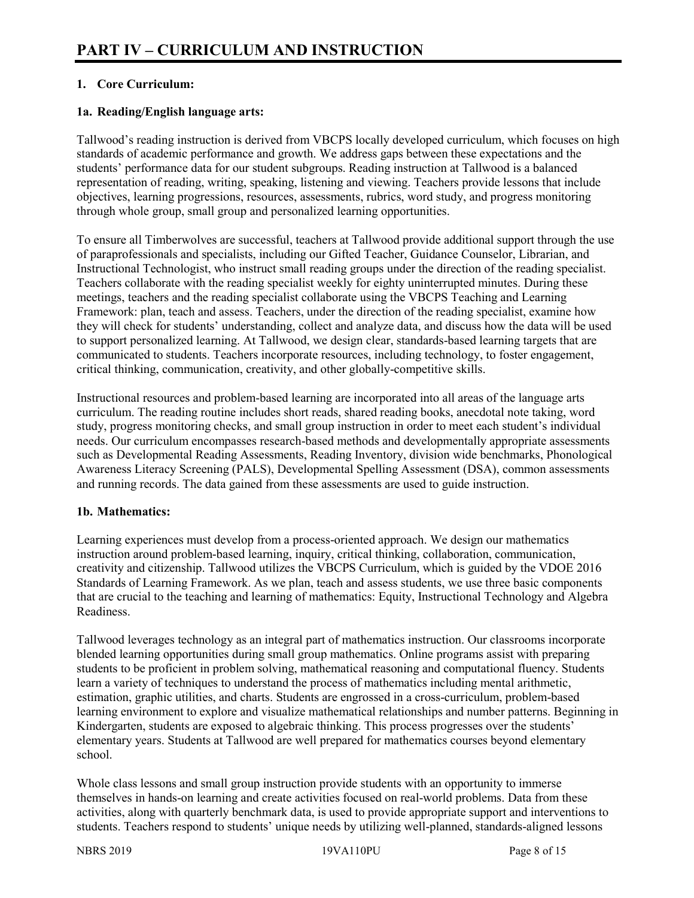# PART IV – CURRICULUM AND INSTRUCTION

**1. Core Curriculum:**

**1a. Reading/English language arts:**

Tallwood's reading instruction is derived from VBCPS locally developed curriculum, which focuses on high standards of academic performance and growth. We address gaps between these expectations and the students' performance data for our student subgroups. Reading instruction at Tallwood is a balanced representation of reading, writing, speaking, listening and viewing. Teachers provide lessons that include objectives, learning progressions, resources, assessments, rubrics, word study, and progress monitoring through whole group, small group and personalized learning opportunities.

To ensure all Timberwolves are successful, teachers at Tallwood provide additional support through the use of paraprofessionals and specialists, including our Gifted Teacher, Guidance Counselor, Librarian, and Instructional Technologist, who instruct small reading groups under the direction of the reading specialist. Teachers collaborate with the reading specialist weekly for eighty uninterrupted minutes. During these meetings, teachers and the reading specialist collaborate using the VBCPS Teaching and Learning Framework: plan, teach and assess. Teachers, under the direction of the reading specialist, examine how they will check for students' understanding, collect and analyze data, and discuss how the data will be used to support personalized learning. At Tallwood, we design clear, standards-based learning targets that are communicated to students. Teachers incorporate resources, including technology, to foster engagement, critical thinking, communication, creativity, and other globally-competitive skills.

Instructional resources and problem-based learning are incorporated into all areas of the language arts curriculum. The reading routine includes short reads, shared reading books, anecdotal note taking, word study, progress monitoring checks, and small group instruction in order to meet each student's individual needs. Our curriculum encompasses research-based methods and developmentally appropriate assessments such as Developmental Reading Assessments, Reading Inventory, division wide benchmarks, Phonological Awareness Literacy Screening (PALS), Developmental Spelling Assessment (DSA), common assessments and running records. The data gained from these assessments are used to guide instruction.

**1b. Mathematics:**

Learning experiences must develop from a process-oriented approach. We design our mathematics instruction around problem-based learning, inquiry, critical thinking, collaboration, communication, creativity and citizenship. Tallwood utilizes the VBCPS Curriculum, which is guided by the VDOE 2016 Standards of Learning Framework. As we plan, teach and assess students, we use three basic components that are crucial to the teaching and learning of mathematics: Equity, Instructional Technology and Algebra Readiness.

Tallwood leverages technology as an integral part of mathematics instruction. Our classrooms incorporate blended learning opportunities during small group mathematics. Online programs assist with preparing students to be proficient in problem solving, mathematical reasoning and computational fluency. Students learn a variety of techniques to understand the process of mathematics including mental arithmetic, estimation, graphic utilities, and charts. Students are engrossed in a cross-curriculum, problem-based learning environment to explore and visualize mathematical relationships and number patterns. Beginning in Kindergarten, students are exposed to algebraic thinking. This process progresses over the students' elementary years. Students at Tallwood are well prepared for mathematics courses beyond elementary school.

Whole class lessons and small group instruction provide students with an opportunity to immerse themselves in hands-on learning and create activities focused on real-world problems. Data from these activities, along with quarterly benchmark data, is used to provide appropriate support and interventions to students. Teachers respond to students' unique needs by utilizing well-planned, standards-aligned lessons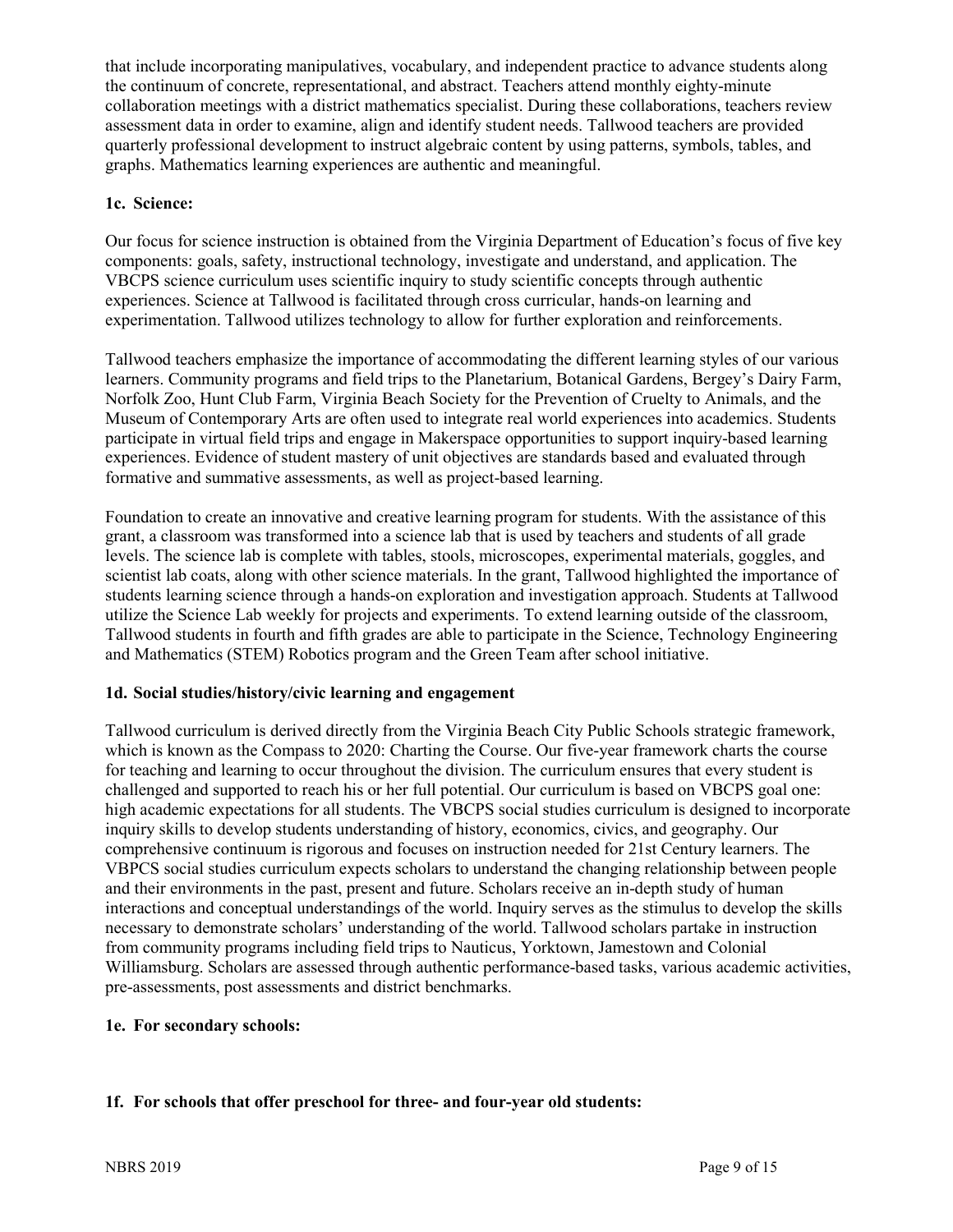that include incorporating manipulatives, vocabulary, and independent practice to advance students along the continuum of concrete, representational, and abstract. Teachers attend monthly eighty-minute collaboration meetings with a district mathematics specialist. During these collaborations, teachers review assessment data in order to examine, align and identify student needs. Tallwood teachers are provided quarterly professional development to instruct algebraic content by using patterns, symbols, tables, and graphs. Mathematics learning experiences are authentic and meaningful.

### 1c. Science:

Our focus for science instruction is obtained from the Virginia Department of Education's focus of five key components: goals, safety, instructional technology, investigate and understand, and application. The VBCPS science curriculum uses scientific inquiry to study scientific concepts through authentic experiences. Science at Tallwood is facilitated through cross curricular, hands-on learning and experimentation. Tallwood utilizes technology to allow for further exploration and reinforcements.

Tallwood teachers emphasize the importance of accommodating the different learning styles of our various learners. Community programs and field trips to the Planetarium, Botanical Gardens, Bergey's Dairy Farm, Norfolk Zoo, Hunt Club Farm, Virginia Beach Society for the Prevention of Cruelty to Animals, and the Museum of Contemporary Arts are often used to integrate real world experiences into academics. Students participate in virtual field trips and engage in Makerspace opportunities to support inquiry-based learning experiences. Evidence of student mastery of unit objectives are standards based and evaluated through formative and summative assessments, as well as project-based learning.

Foundation to create an innovative and creative learning program for students. With the assistance of this grant, a classroom was transformed into a science lab that is used by teachers and students of all grade levels. The science lab is complete with tables, stools, microscopes, experimental materials, goggles, and scientist lab coats, along with other science materials. In the grant, Tallwood highlighted the importance of students learning science through a hands-on exploration and investigation approach. Students at Tallwood utilize the Science Lab weekly for projects and experiments. To extend learning outside of the classroom, Tallwood students in fourth and fifth grades are able to participate in the Science, Technology Engineering and Mathematics (STEM) Robotics program and the Green Team after school initiative.

### 1d. Social studies/history/civic learning and engagement

Tallwood curriculum is derived directly from the Virginia Beach City Public Schools strategic framework, which is known as the Compass to 2020: Charting the Course. Our five-year framework charts the course for teaching and learning to occur throughout the division. The curriculum ensures that every student is challenged and supported to reach his or her full potential. Our curriculum is based on VBCPS goal one: high academic expectations for all students. The VBCPS social studies curriculum is designed to incorporate inquiry skills to develop students understanding of history, economics, civics, and geography. Our comprehensive continuum is rigorous and focuses on instruction needed for 21st Century learners. The VBPCS social studies curriculum expects scholars to understand the changing relationship between people and their environments in the past, present and future. Scholars receive an in-depth study of human interactions and conceptual understandings of the world. Inquiry serves as the stimulus to develop the skills necessary to demonstrate scholars' understanding of the world. Tallwood scholars partake in instruction from community programs including field trips to Nauticus, Yorktown, Jamestown and Colonial Williamsburg. Scholars are assessed through authentic performance-based tasks, various academic activities, pre-assessments, post assessments and district benchmarks.

### 1e. For secondary schools:

### 1f. For schools that offer preschool for three- and four-year old students: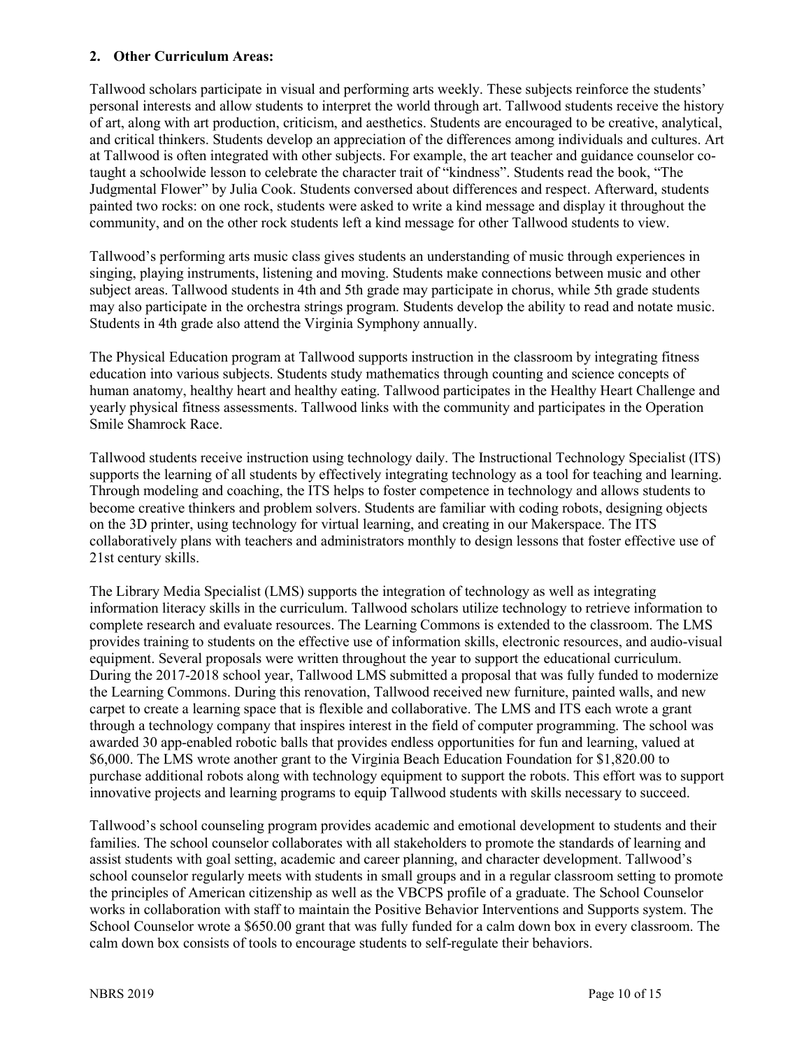**2. Other Curriculum Areas:**

Tallwood scholars participate in visual and performing arts weekly. These subjects reinforce the students' personal interests and allow students to interpret the world through art. Tallwood students receive the history of art, along with art production, criticism, and aesthetics. Students are encouraged to be creative, analytical, and critical thinkers. Students develop an appreciation of the differences among individuals and cultures. Art at Tallwood is often integrated with other subjects. For example, the art teacher and guidance counselor co-taught a schoolwide lesson to celebrate the character trait of "kindness". Students read the book, "The Judgmental Flower" by Julia Cook. Students conversed about differences and respect. Afterward, students painted two rocks: on one rock, students were asked to write a kind message and display it throughout the community, and on the other rock students left a kind message for other Tallwood students to view.

Tallwood's performing arts music class gives students an understanding of music through experiences in singing, playing instruments, listening and moving. Students make connections between music and other subject areas. Tallwood students in 4th and 5th grade may participate in chorus, while 5th grade students may also participate in the orchestra strings program. Students develop the ability to read and notate music. Students in 4th grade also attend the Virginia Symphony annually.

The Physical Education program at Tallwood supports instruction in the classroom by integrating fitness education into various subjects. Students study mathematics through counting and science concepts of human anatomy, healthy heart and healthy eating. Tallwood participates in the Healthy Heart Challenge and yearly physical fitness assessments. Tallwood links with the community and participates in the Operation Smile Shamrock Race.

Tallwood students receive instruction using technology daily. The Instructional Technology Specialist (ITS) supports the learning of all students by effectively integrating technology as a tool for teaching and learning. Through modeling and coaching, the ITS helps to foster competence in technology and allows students to become creative thinkers and problem solvers. Students are familiar with coding robots, designing objects on the 3D printer, using technology for virtual learning, and creating in our Makerspace. The ITS collaboratively plans with teachers and administrators monthly to design lessons that foster effective use of 21st century skills.

The Library Media Specialist (LMS) supports the integration of technology as well as integrating information literacy skills in the curriculum. Tallwood scholars utilize technology to retrieve information to complete research and evaluate resources. The Learning Commons is extended to the classroom. The LMS provides training to students on the effective use of information skills, electronic resources, and audio-visual equipment. Several proposals were written throughout the year to support the educational curriculum. During the 2017-2018 school year, Tallwood LMS submitted a proposal that was fully funded to modernize the Learning Commons. During this renovation, Tallwood received new furniture, painted walls, and new carpet to create a learning space that is flexible and collaborative. The LMS and ITS each wrote a grant through a technology company that inspires interest in the field of computer programming. The school was awarded 30 app-enabled robotic balls that provides endless opportunities for fun and learning, valued at $6,000. The LMS wrote another grant to the Virginia Beach Education Foundation for $1,820.00 to purchase additional robots along with technology equipment to support the robots. This effort was to support innovative projects and learning programs to equip Tallwood students with skills necessary to succeed.

Tallwood's school counseling program provides academic and emotional development to students and their families. The school counselor collaborates with all stakeholders to promote the standards of learning and assist students with goal setting, academic and career planning, and character development. Tallwood's school counselor regularly meets with students in small groups and in a regular classroom setting to promote the principles of American citizenship as well as the VBCPS profile of a graduate. The School Counselor works in collaboration with staff to maintain the Positive Behavior Interventions and Supports system. The School Counselor wrote a $650.00 grant that was fully funded for a calm down box in every classroom. The calm down box consists of tools to encourage students to self-regulate their behaviors.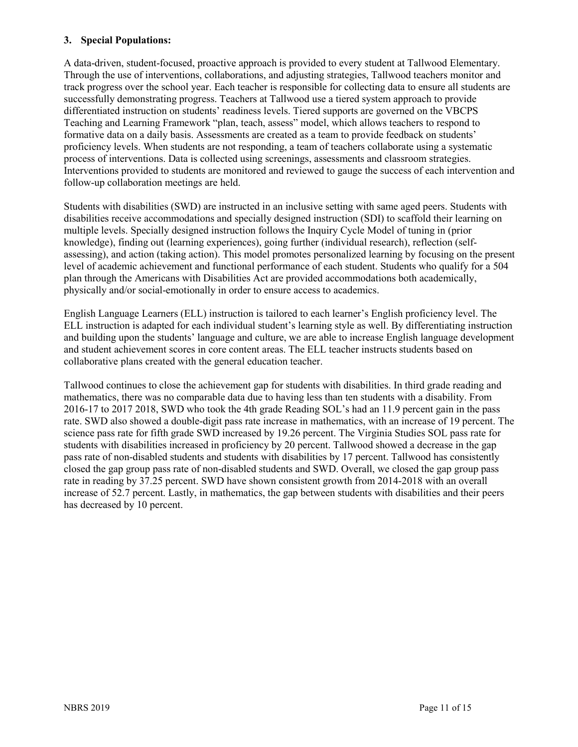**3. Special Populations:**

A data-driven, student-focused, proactive approach is provided to every student at Tallwood Elementary. Through the use of interventions, collaborations, and adjusting strategies, Tallwood teachers monitor and track progress over the school year. Each teacher is responsible for collecting data to ensure all students are successfully demonstrating progress. Teachers at Tallwood use a tiered system approach to provide differentiated instruction on students' readiness levels. Tiered supports are governed on the VBCPS Teaching and Learning Framework "plan, teach, assess" model, which allows teachers to respond to formative data on a daily basis. Assessments are created as a team to provide feedback on students' proficiency levels. When students are not responding, a team of teachers collaborate using a systematic process of interventions. Data is collected using screenings, assessments and classroom strategies. Interventions provided to students are monitored and reviewed to gauge the success of each intervention and follow-up collaboration meetings are held.

Students with disabilities (SWD) are instructed in an inclusive setting with same aged peers. Students with disabilities receive accommodations and specially designed instruction (SDI) to scaffold their learning on multiple levels. Specially designed instruction follows the Inquiry Cycle Model of tuning in (prior knowledge), finding out (learning experiences), going further (individual research), reflection (self-assessing), and action (taking action). This model promotes personalized learning by focusing on the present level of academic achievement and functional performance of each student. Students who qualify for a 504 plan through the Americans with Disabilities Act are provided accommodations both academically, physically and/or social-emotionally in order to ensure access to academics.

English Language Learners (ELL) instruction is tailored to each learner's English proficiency level. The ELL instruction is adapted for each individual student's learning style as well. By differentiating instruction and building upon the students' language and culture, we are able to increase English language development and student achievement scores in core content areas. The ELL teacher instructs students based on collaborative plans created with the general education teacher.

Tallwood continues to close the achievement gap for students with disabilities. In third grade reading and mathematics, there was no comparable data due to having less than ten students with a disability. From 2016-17 to 2017 2018, SWD who took the 4th grade Reading SOL's had an 11.9 percent gain in the pass rate. SWD also showed a double-digit pass rate increase in mathematics, with an increase of 19 percent. The science pass rate for fifth grade SWD increased by 19.26 percent. The Virginia Studies SOL pass rate for students with disabilities increased in proficiency by 20 percent. Tallwood showed a decrease in the gap pass rate of non-disabled students and students with disabilities by 17 percent. Tallwood has consistently closed the gap group pass rate of non-disabled students and SWD. Overall, we closed the gap group pass rate in reading by 37.25 percent. SWD have shown consistent growth from 2014-2018 with an overall increase of 52.7 percent. Lastly, in mathematics, the gap between students with disabilities and their peers has decreased by 10 percent.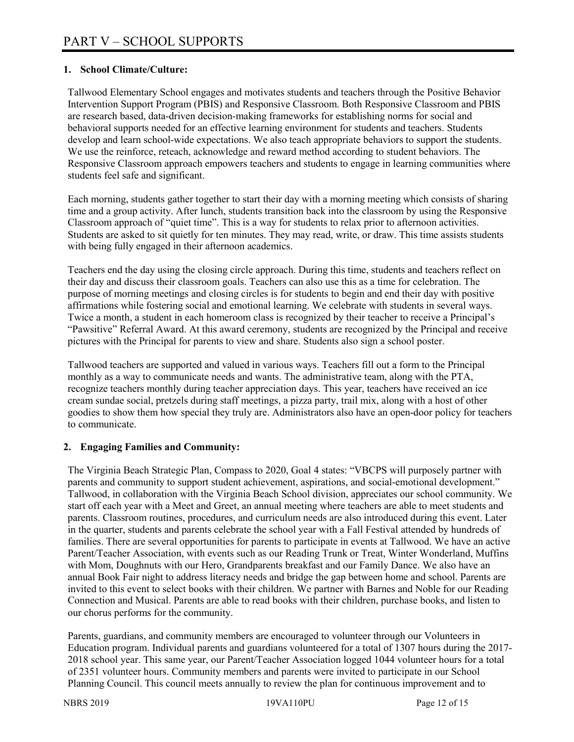# PART V – SCHOOL SUPPORTS

**1. School Climate/Culture:**

Tallwood Elementary School engages and motivates students and teachers through the Positive Behavior Intervention Support Program (PBIS) and Responsive Classroom. Both Responsive Classroom and PBIS are research based, data-driven decision-making frameworks for establishing norms for social and behavioral supports needed for an effective learning environment for students and teachers. Students develop and learn school-wide expectations. We also teach appropriate behaviors to support the students. We use the reinforce, reteach, acknowledge and reward method according to student behaviors. The Responsive Classroom approach empowers teachers and students to engage in learning communities where students feel safe and significant.

Each morning, students gather together to start their day with a morning meeting which consists of sharing time and a group activity. After lunch, students transition back into the classroom by using the Responsive Classroom approach of "quiet time". This is a way for students to relax prior to afternoon activities. Students are asked to sit quietly for ten minutes. They may read, write, or draw. This time assists students with being fully engaged in their afternoon academics.

Teachers end the day using the closing circle approach. During this time, students and teachers reflect on their day and discuss their classroom goals. Teachers can also use this as a time for celebration. The purpose of morning meetings and closing circles is for students to begin and end their day with positive affirmations while fostering social and emotional learning. We celebrate with students in several ways. Twice a month, a student in each homeroom class is recognized by their teacher to receive a Principal's "Pawsitive" Referral Award. At this award ceremony, students are recognized by the Principal and receive pictures with the Principal for parents to view and share. Students also sign a school poster.

Tallwood teachers are supported and valued in various ways. Teachers fill out a form to the Principal monthly as a way to communicate needs and wants. The administrative team, along with the PTA, recognize teachers monthly during teacher appreciation days. This year, teachers have received an ice cream sundae social, pretzels during staff meetings, a pizza party, trail mix, along with a host of other goodies to show them how special they truly are. Administrators also have an open-door policy for teachers to communicate.

**2. Engaging Families and Community:**

The Virginia Beach Strategic Plan, Compass to 2020, Goal 4 states: "VBCPS will purposely partner with parents and community to support student achievement, aspirations, and social-emotional development." Tallwood, in collaboration with the Virginia Beach School division, appreciates our school community. We start off each year with a Meet and Greet, an annual meeting where teachers are able to meet students and parents. Classroom routines, procedures, and curriculum needs are also introduced during this event. Later in the quarter, students and parents celebrate the school year with a Fall Festival attended by hundreds of families. There are several opportunities for parents to participate in events at Tallwood. We have an active Parent/Teacher Association, with events such as our Reading Trunk or Treat, Winter Wonderland, Muffins with Mom, Doughnuts with our Hero, Grandparents breakfast and our Family Dance. We also have an annual Book Fair night to address literacy needs and bridge the gap between home and school. Parents are invited to this event to select books with their children. We partner with Barnes and Noble for our Reading Connection and Musical. Parents are able to read books with their children, purchase books, and listen to our chorus performs for the community.

Parents, guardians, and community members are encouraged to volunteer through our Volunteers in Education program. Individual parents and guardians volunteered for a total of 1307 hours during the 2017-2018 school year. This same year, our Parent/Teacher Association logged 1044 volunteer hours for a total of 2351 volunteer hours. Community members and parents were invited to participate in our School Planning Council. This council meets annually to review the plan for continuous improvement and to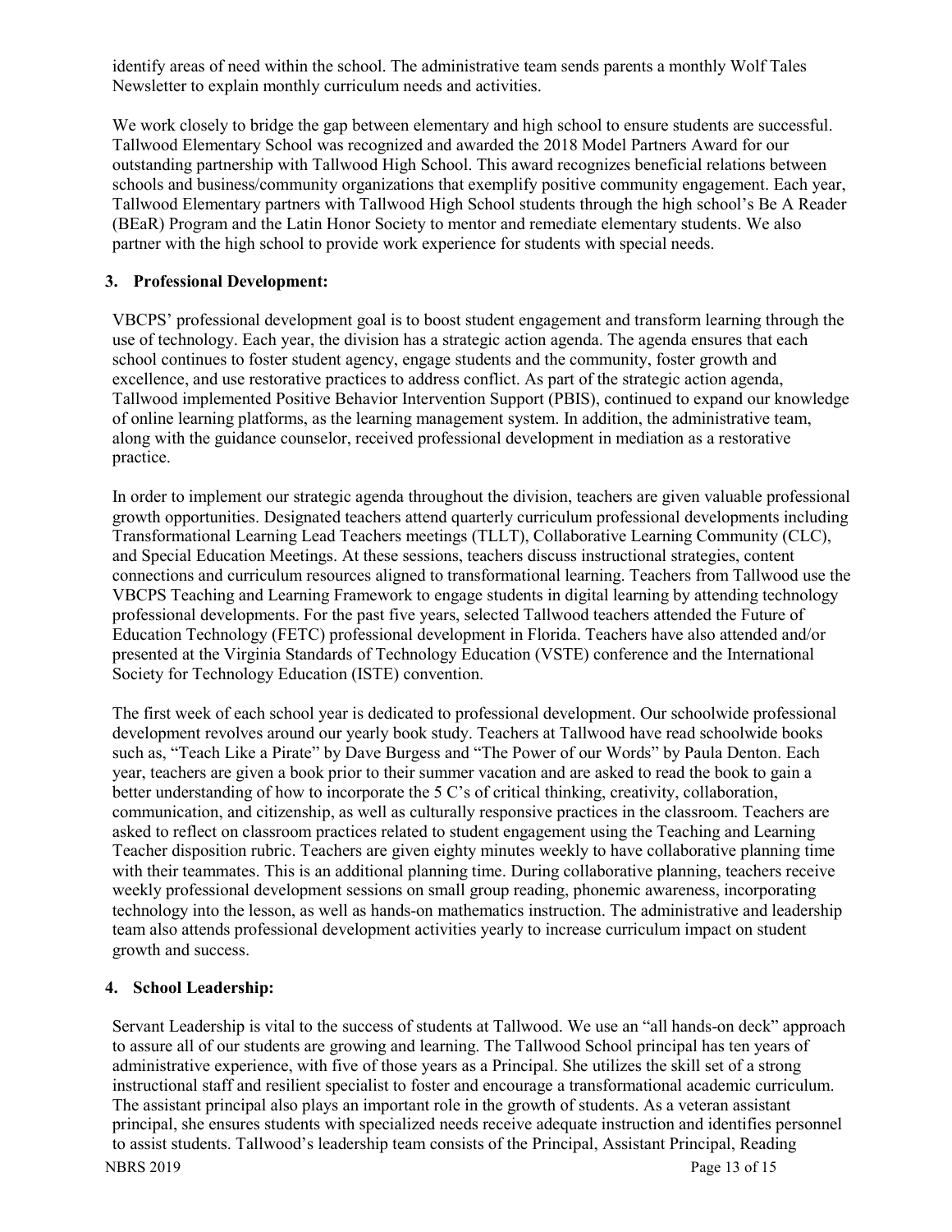identify areas of need within the school. The administrative team sends parents a monthly Wolf Tales Newsletter to explain monthly curriculum needs and activities.

We work closely to bridge the gap between elementary and high school to ensure students are successful. Tallwood Elementary School was recognized and awarded the 2018 Model Partners Award for our outstanding partnership with Tallwood High School. This award recognizes beneficial relations between schools and business/community organizations that exemplify positive community engagement. Each year, Tallwood Elementary partners with Tallwood High School students through the high school's Be A Reader (BEaR) Program and the Latin Honor Society to mentor and remediate elementary students. We also partner with the high school to provide work experience for students with special needs.

**3. Professional Development:**

VBCPS' professional development goal is to boost student engagement and transform learning through the use of technology. Each year, the division has a strategic action agenda. The agenda ensures that each school continues to foster student agency, engage students and the community, foster growth and excellence, and use restorative practices to address conflict. As part of the strategic action agenda, Tallwood implemented Positive Behavior Intervention Support (PBIS), continued to expand our knowledge of online learning platforms, as the learning management system. In addition, the administrative team, along with the guidance counselor, received professional development in mediation as a restorative practice.

In order to implement our strategic agenda throughout the division, teachers are given valuable professional growth opportunities. Designated teachers attend quarterly curriculum professional developments including Transformational Learning Lead Teachers meetings (TLLT), Collaborative Learning Community (CLC), and Special Education Meetings. At these sessions, teachers discuss instructional strategies, content connections and curriculum resources aligned to transformational learning. Teachers from Tallwood use the VBCPS Teaching and Learning Framework to engage students in digital learning by attending technology professional developments. For the past five years, selected Tallwood teachers attended the Future of Education Technology (FETC) professional development in Florida. Teachers have also attended and/or presented at the Virginia Standards of Technology Education (VSTE) conference and the International Society for Technology Education (ISTE) convention.

The first week of each school year is dedicated to professional development. Our schoolwide professional development revolves around our yearly book study. Teachers at Tallwood have read schoolwide books such as, "Teach Like a Pirate" by Dave Burgess and "The Power of our Words" by Paula Denton. Each year, teachers are given a book prior to their summer vacation and are asked to read the book to gain a better understanding of how to incorporate the 5 C's of critical thinking, creativity, collaboration, communication, and citizenship, as well as culturally responsive practices in the classroom. Teachers are asked to reflect on classroom practices related to student engagement using the Teaching and Learning Teacher disposition rubric. Teachers are given eighty minutes weekly to have collaborative planning time with their teammates. This is an additional planning time. During collaborative planning, teachers receive weekly professional development sessions on small group reading, phonemic awareness, incorporating technology into the lesson, as well as hands-on mathematics instruction. The administrative and leadership team also attends professional development activities yearly to increase curriculum impact on student growth and success.

**4. School Leadership:**

Servant Leadership is vital to the success of students at Tallwood. We use an "all hands-on deck" approach to assure all of our students are growing and learning. The Tallwood School principal has ten years of administrative experience, with five of those years as a Principal. She utilizes the skill set of a strong instructional staff and resilient specialist to foster and encourage a transformational academic curriculum. The assistant principal also plays an important role in the growth of students. As a veteran assistant principal, she ensures students with specialized needs receive adequate instruction and identifies personnel to assist students. Tallwood's leadership team consists of the Principal, Assistant Principal, Reading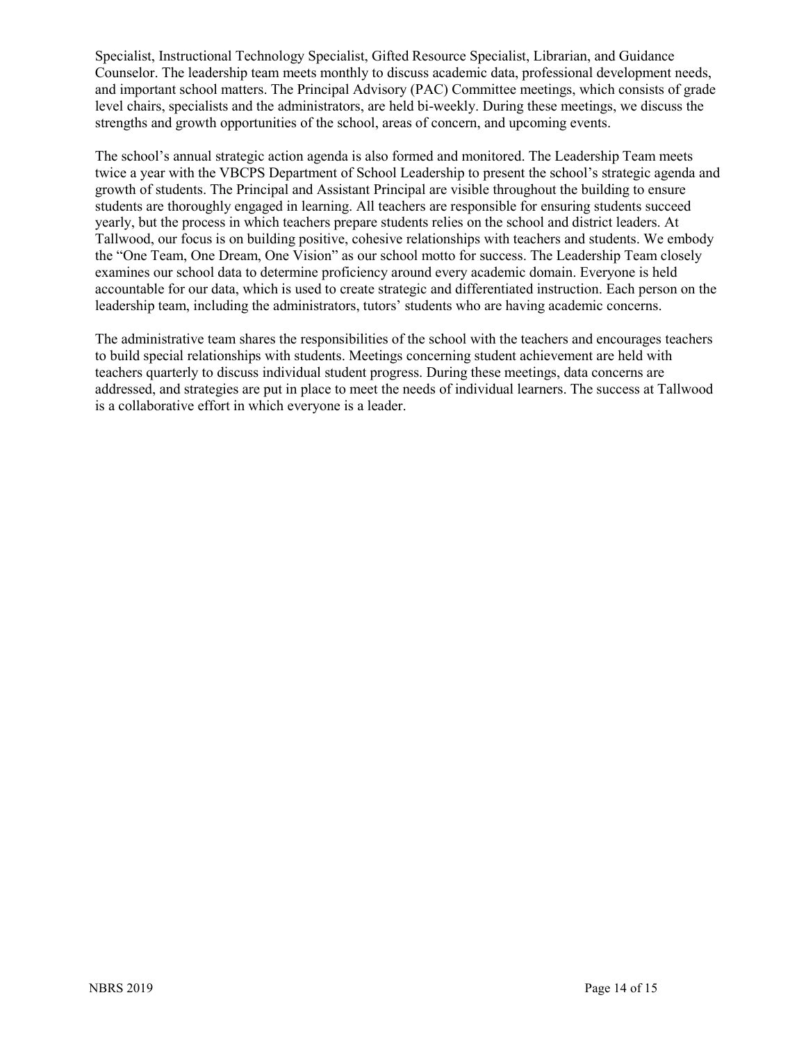Specialist, Instructional Technology Specialist, Gifted Resource Specialist, Librarian, and Guidance Counselor. The leadership team meets monthly to discuss academic data, professional development needs, and important school matters. The Principal Advisory (PAC) Committee meetings, which consists of grade level chairs, specialists and the administrators, are held bi-weekly. During these meetings, we discuss the strengths and growth opportunities of the school, areas of concern, and upcoming events.

The school's annual strategic action agenda is also formed and monitored. The Leadership Team meets twice a year with the VBCPS Department of School Leadership to present the school's strategic agenda and growth of students. The Principal and Assistant Principal are visible throughout the building to ensure students are thoroughly engaged in learning. All teachers are responsible for ensuring students succeed yearly, but the process in which teachers prepare students relies on the school and district leaders. At Tallwood, our focus is on building positive, cohesive relationships with teachers and students. We embody the "One Team, One Dream, One Vision" as our school motto for success. The Leadership Team closely examines our school data to determine proficiency around every academic domain. Everyone is held accountable for our data, which is used to create strategic and differentiated instruction. Each person on the leadership team, including the administrators, tutors' students who are having academic concerns.

The administrative team shares the responsibilities of the school with the teachers and encourages teachers to build special relationships with students. Meetings concerning student achievement are held with teachers quarterly to discuss individual student progress. During these meetings, data concerns are addressed, and strategies are put in place to meet the needs of individual learners. The success at Tallwood is a collaborative effort in which everyone is a leader.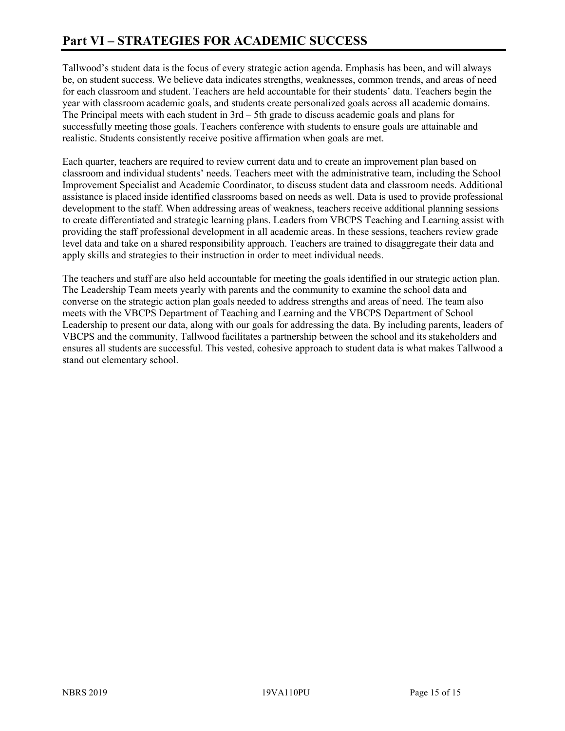# Part VI – STRATEGIES FOR ACADEMIC SUCCESS

Tallwood's student data is the focus of every strategic action agenda. Emphasis has been, and will always be, on student success. We believe data indicates strengths, weaknesses, common trends, and areas of need for each classroom and student. Teachers are held accountable for their students' data. Teachers begin the year with classroom academic goals, and students create personalized goals across all academic domains. The Principal meets with each student in 3rd – 5th grade to discuss academic goals and plans for successfully meeting those goals. Teachers conference with students to ensure goals are attainable and realistic. Students consistently receive positive affirmation when goals are met.

Each quarter, teachers are required to review current data and to create an improvement plan based on classroom and individual students' needs. Teachers meet with the administrative team, including the School Improvement Specialist and Academic Coordinator, to discuss student data and classroom needs. Additional assistance is placed inside identified classrooms based on needs as well. Data is used to provide professional development to the staff. When addressing areas of weakness, teachers receive additional planning sessions to create differentiated and strategic learning plans. Leaders from VBCPS Teaching and Learning assist with providing the staff professional development in all academic areas. In these sessions, teachers review grade level data and take on a shared responsibility approach. Teachers are trained to disaggregate their data and apply skills and strategies to their instruction in order to meet individual needs.

The teachers and staff are also held accountable for meeting the goals identified in our strategic action plan. The Leadership Team meets yearly with parents and the community to examine the school data and converse on the strategic action plan goals needed to address strengths and areas of need. The team also meets with the VBCPS Department of Teaching and Learning and the VBCPS Department of School Leadership to present our data, along with our goals for addressing the data. By including parents, leaders of VBCPS and the community, Tallwood facilitates a partnership between the school and its stakeholders and ensures all students are successful. This vested, cohesive approach to student data is what makes Tallwood a stand out elementary school.